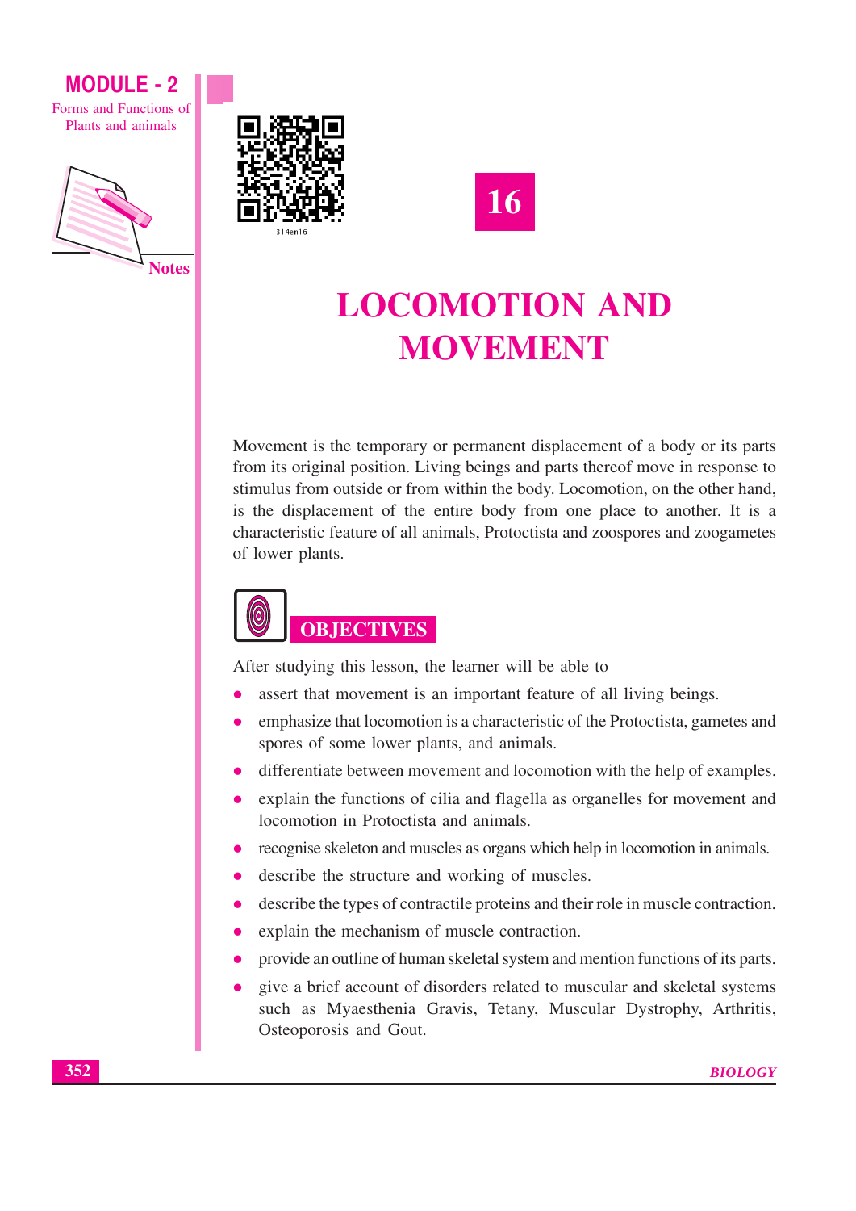# 16

# LOCOMOTION AND MOVEMENT

Movement is the temporary or permanent displacement of a body or its parts from its original position. Living beings and parts thereof move in response to stimulus from outside or from within the body. Locomotion, on the other hand, is the displacement of the entire body from one place to another. It is a characteristic feature of all animals, Protoctista and zoospores and zoogametes of lower plants.

## OBJECTIVES

After studying this lesson, the learner will be able to

- assert that movement is an important feature of all living beings.
- emphasize that locomotion is a characteristic of the Protoctista, gametes and spores of some lower plants, and animals.
- differentiate between movement and locomotion with the help of examples.
- explain the functions of cilia and flagella as organelles for movement and locomotion in Protoctista and animals.
- recognise skeleton and muscles as organs which help in locomotion in animals.
- describe the structure and working of muscles.
- describe the types of contractile proteins and their role in muscle contraction.
- explain the mechanism of muscle contraction.
- provide an outline of human skeletal system and mention functions of its parts.
- give a brief account of disorders related to muscular and skeletal systems such as Myaesthenia Gravis, Tetany, Muscular Dystrophy, Arthritis, Osteoporosis and Gout.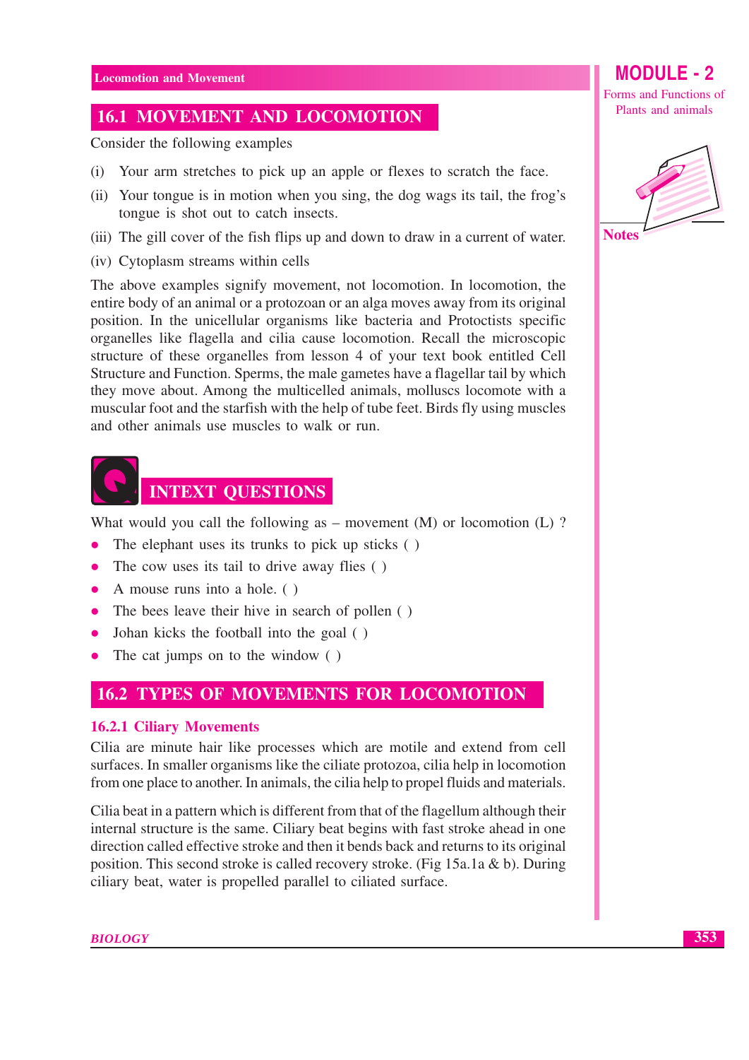## 16.1 MOVEMENT AND LOCOMOTION

Consider the following examples

(i) Your arm stretches to pick up an apple or flexes to scratch the face.

(ii) Your tongue is in motion when you sing, the dog wags its tail, the frog's tongue is shot out to catch insects.

(iii) The gill cover of the fish flips up and down to draw in a current of water.

(iv) Cytoplasm streams within cells

The above examples signify movement, not locomotion. In locomotion, the entire body of an animal or a protozoan or an alga moves away from its original position. In the unicellular organisms like bacteria and Protoctists specific organelles like flagella and cilia cause locomotion. Recall the microscopic structure of these organelles from lesson 4 of your text book entitled Cell Structure and Function. Sperms, the male gametes have a flagellar tail by which they move about. Among the multicelled animals, molluscs locomote with a muscular foot and the starfish with the help of tube feet. Birds fly using muscles and other animals use muscles to walk or run.

## INTEXT QUESTIONS

What would you call the following as – movement (M) or locomotion (L) ?

- The elephant uses its trunks to pick up sticks ( )
- The cow uses its tail to drive away flies ( )
- A mouse runs into a hole. ( )
- The bees leave their hive in search of pollen ( )
- Johan kicks the football into the goal ( )
- The cat jumps on to the window ( )

## 16.2 TYPES OF MOVEMENTS FOR LOCOMOTION

### 16.2.1 Ciliary Movements

Cilia are minute hair like processes which are motile and extend from cell surfaces. In smaller organisms like the ciliate protozoa, cilia help in locomotion from one place to another. In animals, the cilia help to propel fluids and materials.

Cilia beat in a pattern which is different from that of the flagellum although their internal structure is the same. Ciliary beat begins with fast stroke ahead in one direction called effective stroke and then it bends back and returns to its original position. This second stroke is called recovery stroke. (Fig 15a.1a & b). During ciliary beat, water is propelled parallel to ciliated surface.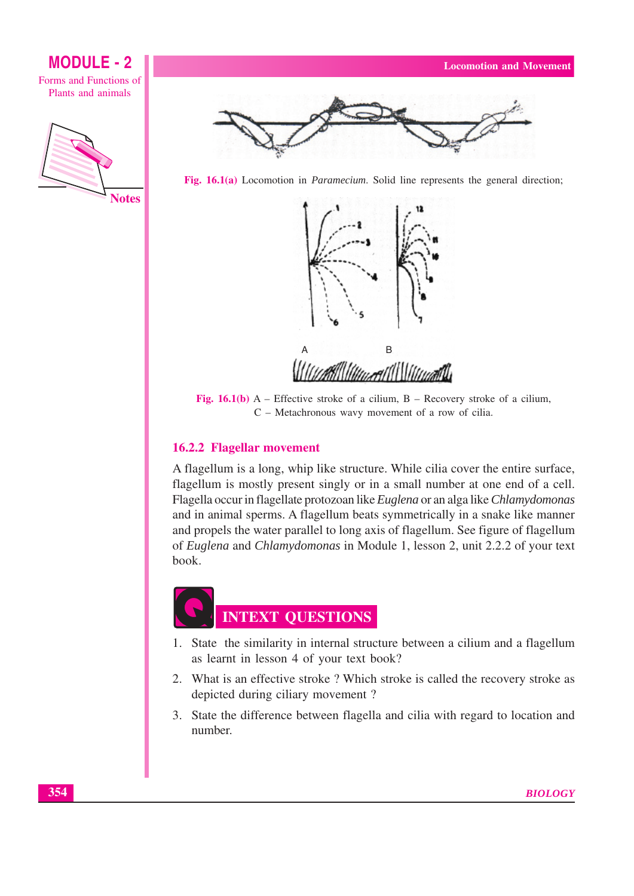Fig. 16.1(a) Locomotion in *Paramecium*. Solid line represents the general direction;

Fig. 16.1(b) A – Effective stroke of a cilium, B – Recovery stroke of a cilium, C – Metachronous wavy movement of a row of cilia.

### 16.2.2 Flagellar movement

A flagellum is a long, whip like structure. While cilia cover the entire surface, flagellum is mostly present singly or in a small number at one end of a cell. Flagella occur in flagellate protozoan like *Euglena* or an alga like *Chlamydomonas* and in animal sperms. A flagellum beats symmetrically in a snake like manner and propels the water parallel to long axis of flagellum. See figure of flagellum of *Euglena* and *Chlamydomonas* in Module 1, lesson 2, unit 2.2.2 of your text book.

## INTEXT QUESTIONS

1. State the similarity in internal structure between a cilium and a flagellum as learnt in lesson 4 of your text book?
2. What is an effective stroke ? Which stroke is called the recovery stroke as depicted during ciliary movement ?
3. State the difference between flagella and cilia with regard to location and number.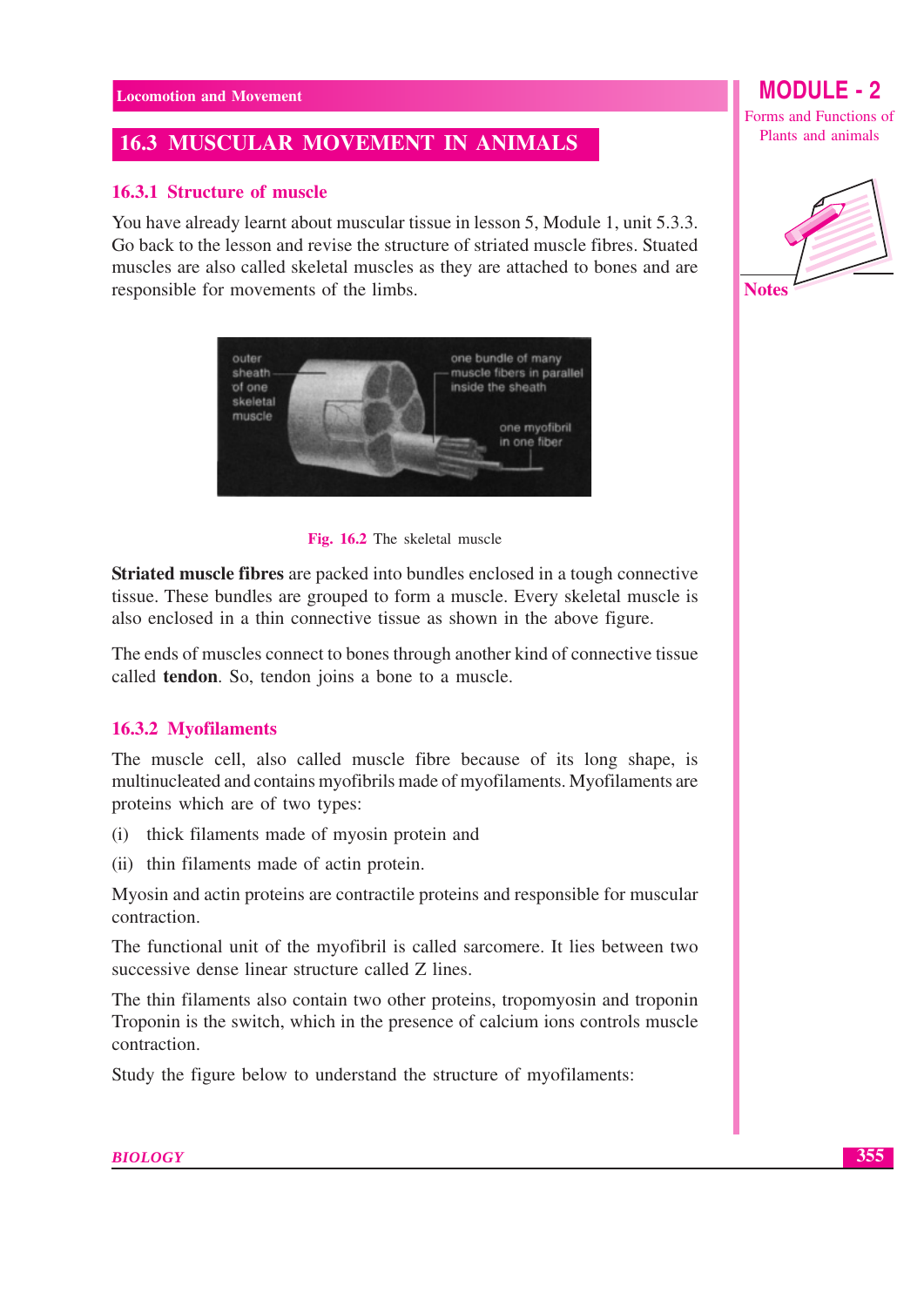## 16.3 MUSCULAR MOVEMENT IN ANIMALS

### 16.3.1 Structure of muscle

You have already learnt about muscular tissue in lesson 5, Module 1, unit 5.3.3. Go back to the lesson and revise the structure of striated muscle fibres. Stuated muscles are also called skeletal muscles as they are attached to bones and are responsible for movements of the limbs.

Fig. 16.2 The skeletal muscle

**Striated muscle fibres** are packed into bundles enclosed in a tough connective tissue. These bundles are grouped to form a muscle. Every skeletal muscle is also enclosed in a thin connective tissue as shown in the above figure.

The ends of muscles connect to bones through another kind of connective tissue called **tendon**. So, tendon joins a bone to a muscle.

### 16.3.2 Myofilaments

The muscle cell, also called muscle fibre because of its long shape, is multinucleated and contains myofibrils made of myofilaments. Myofilaments are proteins which are of two types:

(i) thick filaments made of myosin protein and

(ii) thin filaments made of actin protein.

Myosin and actin proteins are contractile proteins and responsible for muscular contraction.

The functional unit of the myofibril is called sarcomere. It lies between two successive dense linear structure called Z lines.

The thin filaments also contain two other proteins, tropomyosin and troponin Troponin is the switch, which in the presence of calcium ions controls muscle contraction.

Study the figure below to understand the structure of myofilaments: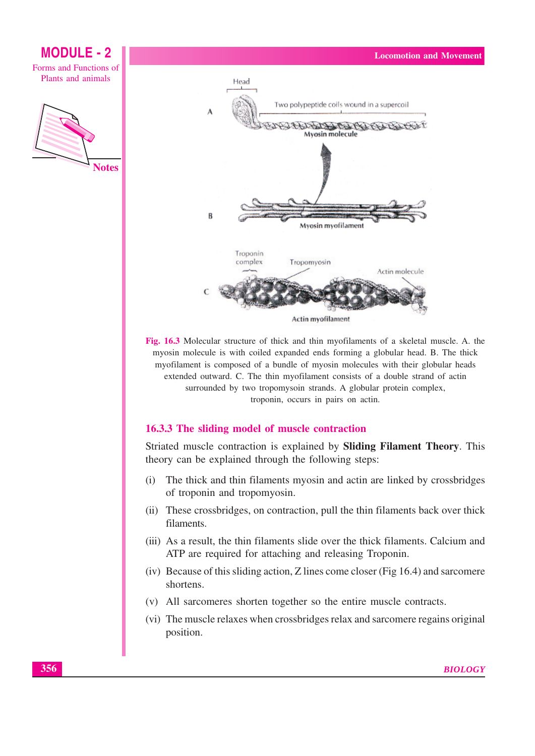Fig. 16.3 Molecular structure of thick and thin myofilaments of a skeletal muscle. A. the myosin molecule is with coiled expanded ends forming a globular head. B. The thick myofilament is composed of a bundle of myosin molecules with their globular heads extended outward. C. The thin myofilament consists of a double strand of actin surrounded by two tropomysoin strands. A globular protein complex, troponin, occurs in pairs on actin.

### 16.3.3 The sliding model of muscle contraction

Striated muscle contraction is explained by **Sliding Filament Theory**. This theory can be explained through the following steps:

(i) The thick and thin filaments myosin and actin are linked by crossbridges of troponin and tropomyosin.

(ii) These crossbridges, on contraction, pull the thin filaments back over thick filaments.

(iii) As a result, the thin filaments slide over the thick filaments. Calcium and ATP are required for attaching and releasing Troponin.

(iv) Because of this sliding action, Z lines come closer (Fig 16.4) and sarcomere shortens.

(v) All sarcomeres shorten together so the entire muscle contracts.

(vi) The muscle relaxes when crossbridges relax and sarcomere regains original position.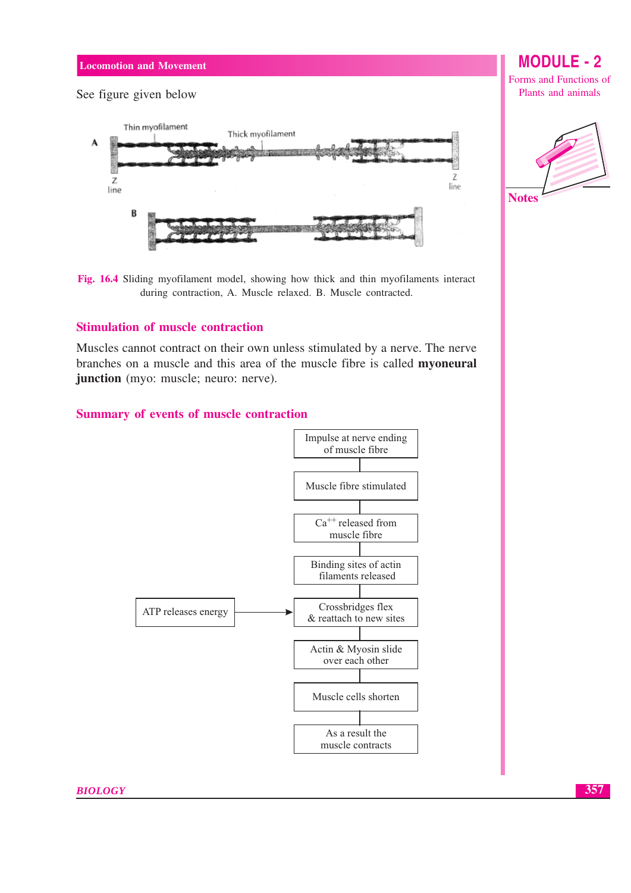See figure given below

Fig. 16.4 Sliding myofilament model, showing how thick and thin myofilaments interact during contraction, A. Muscle relaxed. B. Muscle contracted.

## Stimulation of muscle contraction

Muscles cannot contract on their own unless stimulated by a nerve. The nerve branches on a muscle and this area of the muscle fibre is called **myoneural junction** (myo: muscle; neuro: nerve).

## Summary of events of muscle contraction

Impulse at nerve ending of muscle fibre

↓

Muscle fibre stimulated

↓

$Ca^{++}$ released from muscle fibre

↓

Binding sites of actin filaments released

↓

Crossbridges flex & reattach to new sites ← ATP releases energy

↓

Actin & Myosin slide over each other

↓

Muscle cells shorten

↓

As a result the muscle contracts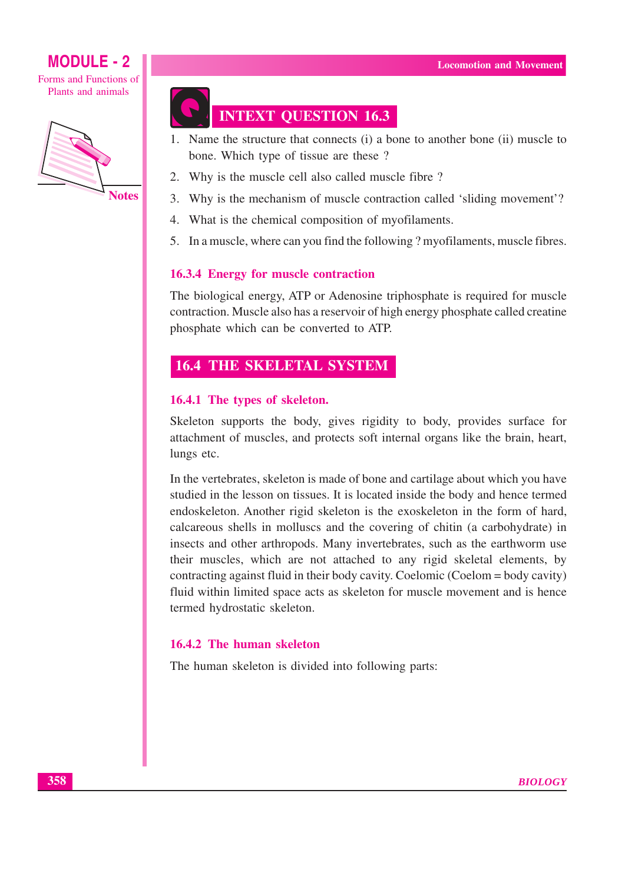## INTEXT QUESTION 16.3

1. Name the structure that connects (i) a bone to another bone (ii) muscle to bone. Which type of tissue are these ?
2. Why is the muscle cell also called muscle fibre ?
3. Why is the mechanism of muscle contraction called 'sliding movement'?
4. What is the chemical composition of myofilaments.
5. In a muscle, where can you find the following ? myofilaments, muscle fibres.

### 16.3.4 Energy for muscle contraction

The biological energy, ATP or Adenosine triphosphate is required for muscle contraction. Muscle also has a reservoir of high energy phosphate called creatine phosphate which can be converted to ATP.

## 16.4 THE SKELETAL SYSTEM

### 16.4.1 The types of skeleton.

Skeleton supports the body, gives rigidity to body, provides surface for attachment of muscles, and protects soft internal organs like the brain, heart, lungs etc.

In the vertebrates, skeleton is made of bone and cartilage about which you have studied in the lesson on tissues. It is located inside the body and hence termed endoskeleton. Another rigid skeleton is the exoskeleton in the form of hard, calcareous shells in molluscs and the covering of chitin (a carbohydrate) in insects and other arthropods. Many invertebrates, such as the earthworm use their muscles, which are not attached to any rigid skeletal elements, by contracting against fluid in their body cavity. Coelomic (Coelom = body cavity) fluid within limited space acts as skeleton for muscle movement and is hence termed hydrostatic skeleton.

### 16.4.2 The human skeleton

The human skeleton is divided into following parts: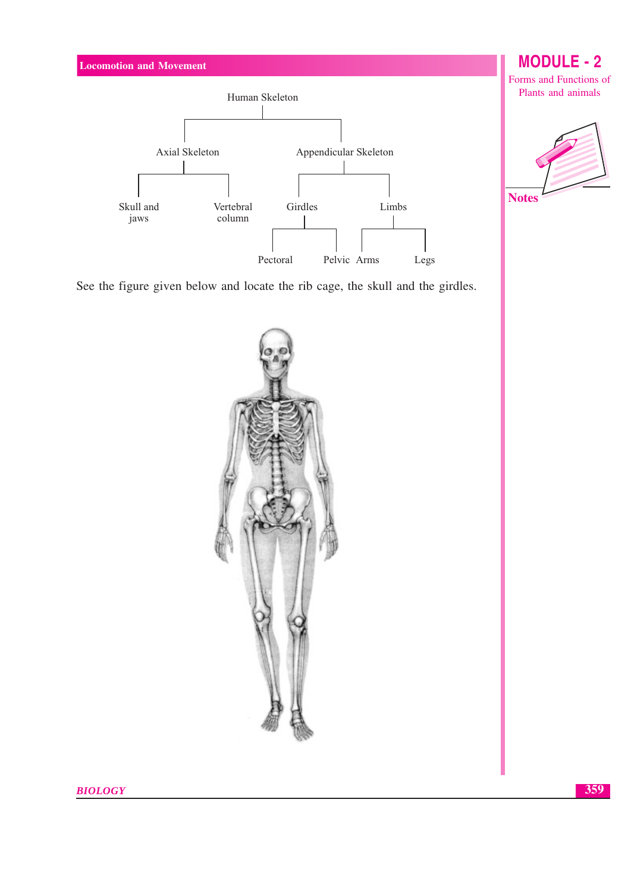Human Skeleton
- Axial Skeleton
  - Skull and jaws
  - Vertebral column
- Appendicular Skeleton
  - Girdles
    - Pectoral
    - Pelvic
  - Limbs
    - Arms
    - Legs

See the figure given below and locate the rib cage, the skull and the girdles.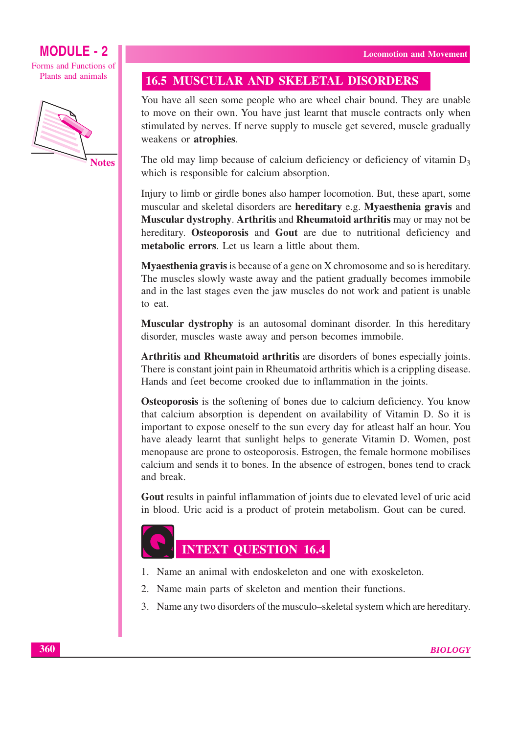## 16.5 MUSCULAR AND SKELETAL DISORDERS

You have all seen some people who are wheel chair bound. They are unable to move on their own. You have just learnt that muscle contracts only when stimulated by nerves. If nerve supply to muscle get severed, muscle gradually weakens or **atrophies**.

The old may limp because of calcium deficiency or deficiency of vitamin $D_3$ which is responsible for calcium absorption.

Injury to limb or girdle bones also hamper locomotion. But, these apart, some muscular and skeletal disorders are **hereditary** e.g. **Myaesthenia gravis** and **Muscular dystrophy**. **Arthritis** and **Rheumatoid arthritis** may or may not be hereditary. **Osteoporosis** and **Gout** are due to nutritional deficiency and **metabolic errors**. Let us learn a little about them.

**Myaesthenia gravis** is because of a gene on X chromosome and so is hereditary. The muscles slowly waste away and the patient gradually becomes immobile and in the last stages even the jaw muscles do not work and patient is unable to eat.

**Muscular dystrophy** is an autosomal dominant disorder. In this hereditary disorder, muscles waste away and person becomes immobile.

**Arthritis and Rheumatoid arthritis** are disorders of bones especially joints. There is constant joint pain in Rheumatoid arthritis which is a crippling disease. Hands and feet become crooked due to inflammation in the joints.

**Osteoporosis** is the softening of bones due to calcium deficiency. You know that calcium absorption is dependent on availability of Vitamin D. So it is important to expose oneself to the sun every day for atleast half an hour. You have aleady learnt that sunlight helps to generate Vitamin D. Women, post menopause are prone to osteoporosis. Estrogen, the female hormone mobilises calcium and sends it to bones. In the absence of estrogen, bones tend to crack and break.

**Gout** results in painful inflammation of joints due to elevated level of uric acid in blood. Uric acid is a product of protein metabolism. Gout can be cured.

## INTEXT QUESTION 16.4

1. Name an animal with endoskeleton and one with exoskeleton.
2. Name main parts of skeleton and mention their functions.
3. Name any two disorders of the musculo–skeletal system which are hereditary.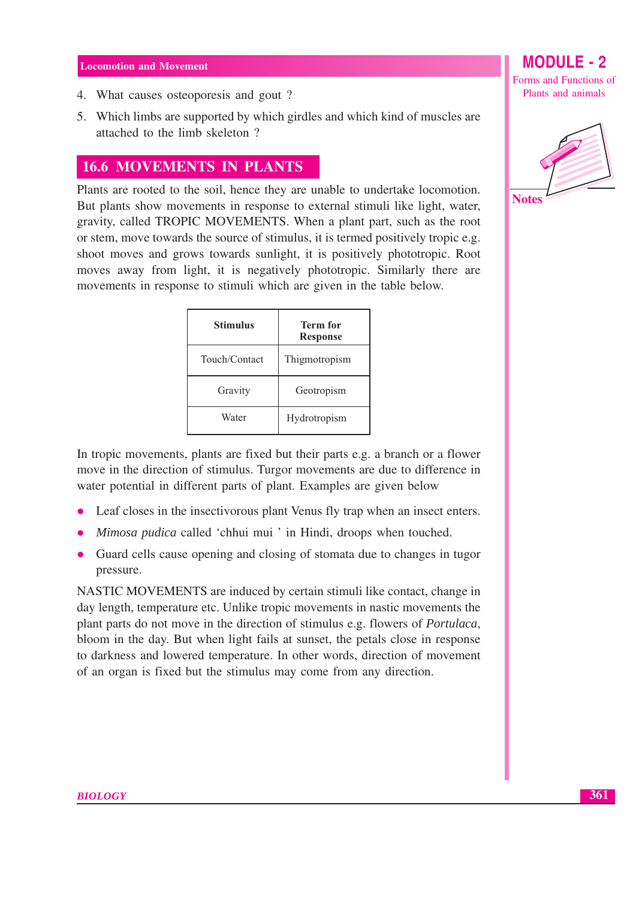4. What causes osteoporesis and gout ?
5. Which limbs are supported by which girdles and which kind of muscles are attached to the limb skeleton ?

## 16.6 MOVEMENTS IN PLANTS

Plants are rooted to the soil, hence they are unable to undertake locomotion. But plants show movements in response to external stimuli like light, water, gravity, called TROPIC MOVEMENTS. When a plant part, such as the root or stem, move towards the source of stimulus, it is termed positively tropic e.g. shoot moves and grows towards sunlight, it is positively phototropic. Root moves away from light, it is negatively phototropic. Similarly there are movements in response to stimuli which are given in the table below.

| Stimulus | Term for Response |
|---|---|
| Touch/Contact | Thigmotropism |
| Gravity | Geotropism |
| Water | Hydrotropism |

In tropic movements, plants are fixed but their parts e.g. a branch or a flower move in the direction of stimulus. Turgor movements are due to difference in water potential in different parts of plant. Examples are given below

- Leaf closes in the insectivorous plant Venus fly trap when an insect enters.
- *Mimosa pudica* called 'chhui mui ' in Hindi, droops when touched.
- Guard cells cause opening and closing of stomata due to changes in tugor pressure.

NASTIC MOVEMENTS are induced by certain stimuli like contact, change in day length, temperature etc. Unlike tropic movements in nastic movements the plant parts do not move in the direction of stimulus e.g. flowers of *Portulaca*, bloom in the day. But when light fails at sunset, the petals close in response to darkness and lowered temperature. In other words, direction of movement of an organ is fixed but the stimulus may come from any direction.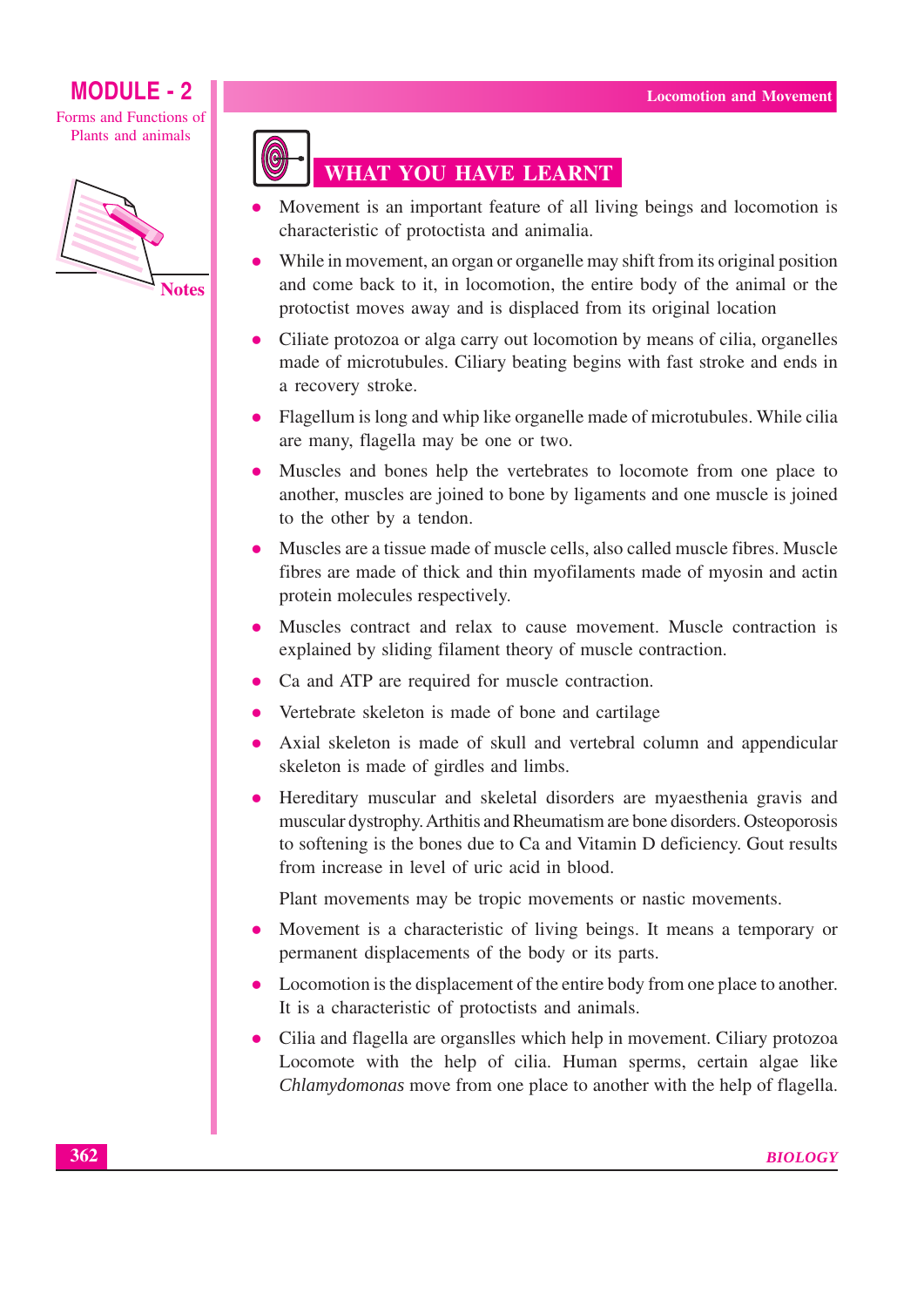## WHAT YOU HAVE LEARNT

- Movement is an important feature of all living beings and locomotion is characteristic of protoctista and animalia.
- While in movement, an organ or organelle may shift from its original position and come back to it, in locomotion, the entire body of the animal or the protoctist moves away and is displaced from its original location
- Ciliate protozoa or alga carry out locomotion by means of cilia, organelles made of microtubules. Ciliary beating begins with fast stroke and ends in a recovery stroke.
- Flagellum is long and whip like organelle made of microtubules. While cilia are many, flagella may be one or two.
- Muscles and bones help the vertebrates to locomote from one place to another, muscles are joined to bone by ligaments and one muscle is joined to the other by a tendon.
- Muscles are a tissue made of muscle cells, also called muscle fibres. Muscle fibres are made of thick and thin myofilaments made of myosin and actin protein molecules respectively.
- Muscles contract and relax to cause movement. Muscle contraction is explained by sliding filament theory of muscle contraction.
- Ca and ATP are required for muscle contraction.
- Vertebrate skeleton is made of bone and cartilage
- Axial skeleton is made of skull and vertebral column and appendicular skeleton is made of girdles and limbs.
- Hereditary muscular and skeletal disorders are myaesthenia gravis and muscular dystrophy. Arthitis and Rheumatism are bone disorders. Osteoporosis to softening is the bones due to Ca and Vitamin D deficiency. Gout results from increase in level of uric acid in blood.

  Plant movements may be tropic movements or nastic movements.
- Movement is a characteristic of living beings. It means a temporary or permanent displacements of the body or its parts.
- Locomotion is the displacement of the entire body from one place to another. It is a characteristic of protoctists and animals.
- Cilia and flagella are organslles which help in movement. Ciliary protozoa Locomote with the help of cilia. Human sperms, certain algae like *Chlamydomonas* move from one place to another with the help of flagella.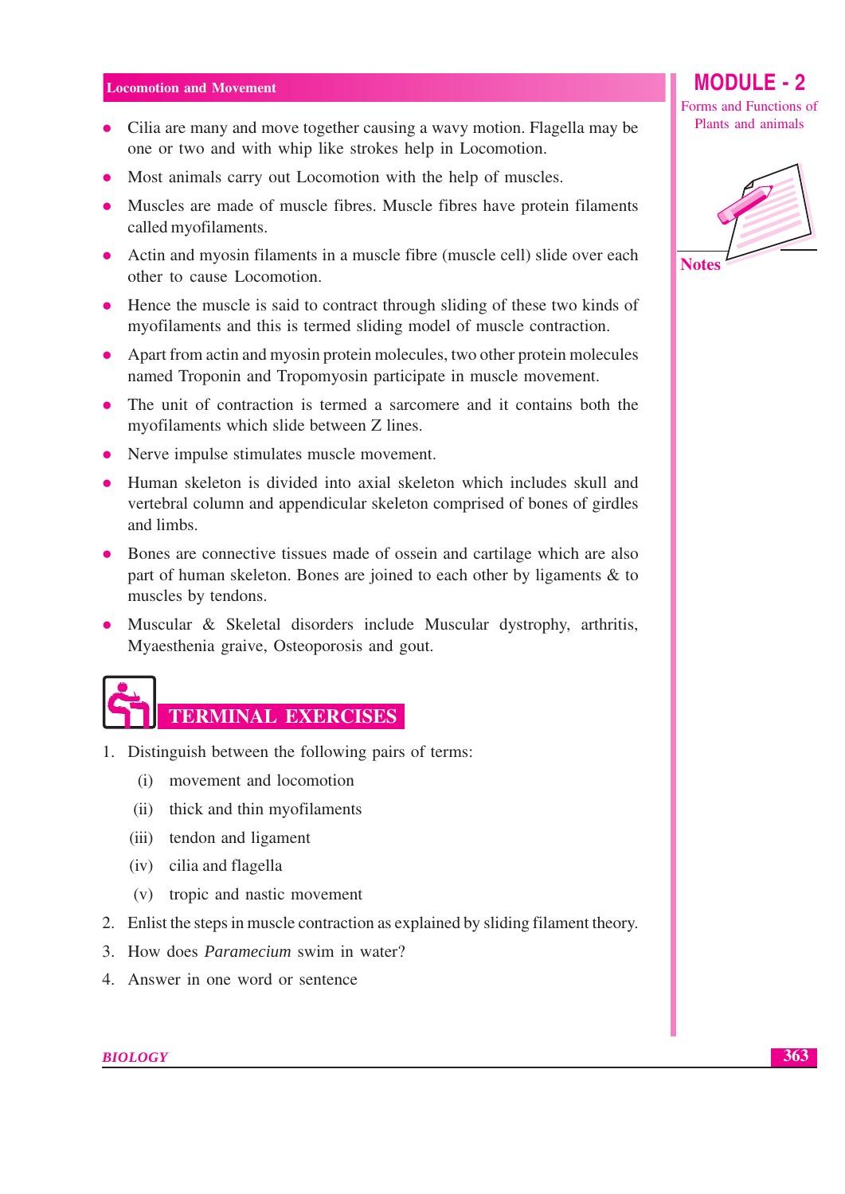- Cilia are many and move together causing a wavy motion. Flagella may be one or two and with whip like strokes help in Locomotion.
- Most animals carry out Locomotion with the help of muscles.
- Muscles are made of muscle fibres. Muscle fibres have protein filaments called myofilaments.
- Actin and myosin filaments in a muscle fibre (muscle cell) slide over each other to cause Locomotion.
- Hence the muscle is said to contract through sliding of these two kinds of myofilaments and this is termed sliding model of muscle contraction.
- Apart from actin and myosin protein molecules, two other protein molecules named Troponin and Tropomyosin participate in muscle movement.
- The unit of contraction is termed a sarcomere and it contains both the myofilaments which slide between Z lines.
- Nerve impulse stimulates muscle movement.
- Human skeleton is divided into axial skeleton which includes skull and vertebral column and appendicular skeleton comprised of bones of girdles and limbs.
- Bones are connective tissues made of ossein and cartilage which are also part of human skeleton. Bones are joined to each other by ligaments & to muscles by tendons.
- Muscular & Skeletal disorders include Muscular dystrophy, arthritis, Myaesthenia graive, Osteoporosis and gout.

## TERMINAL EXERCISES

1. Distinguish between the following pairs of terms:
   (i) movement and locomotion
   (ii) thick and thin myofilaments
   (iii) tendon and ligament
   (iv) cilia and flagella
   (v) tropic and nastic movement
2. Enlist the steps in muscle contraction as explained by sliding filament theory.
3. How does *Paramecium* swim in water?
4. Answer in one word or sentence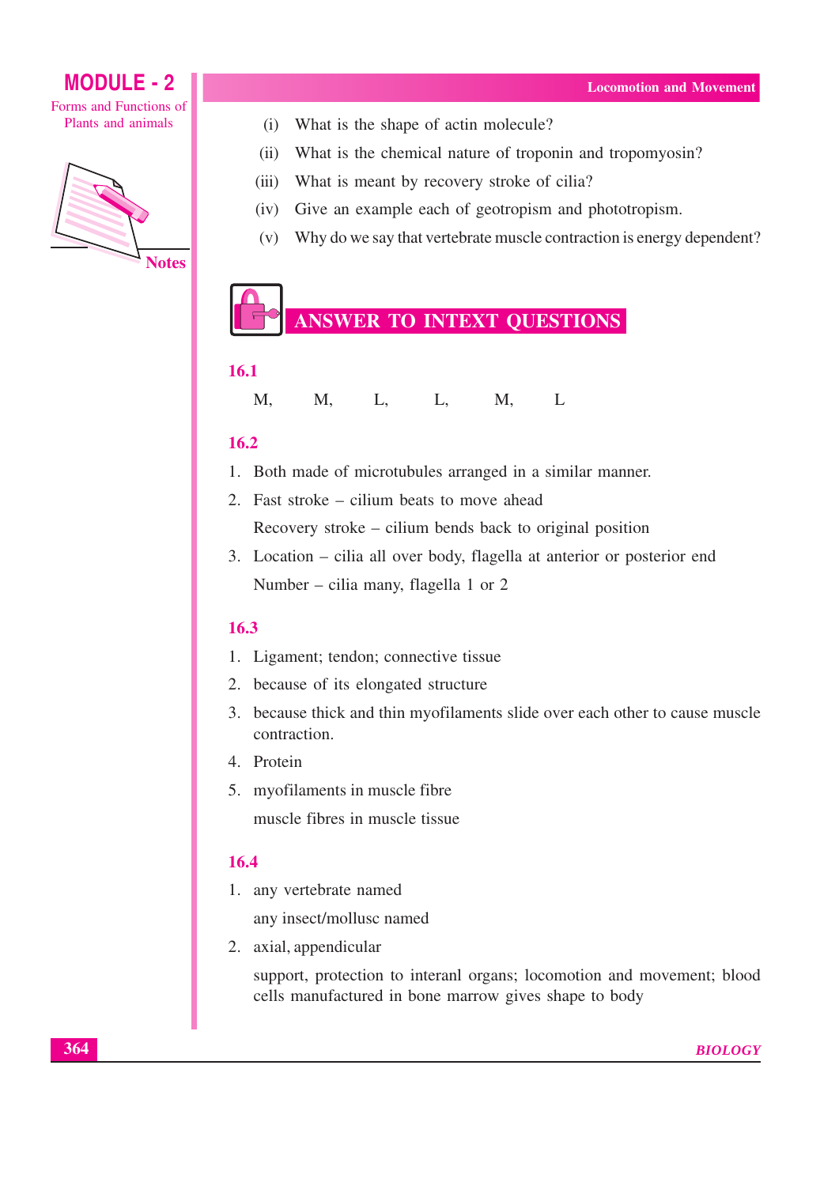(i) What is the shape of actin molecule?

(ii) What is the chemical nature of troponin and tropomyosin?

(iii) What is meant by recovery stroke of cilia?

(iv) Give an example each of geotropism and phototropism.

(v) Why do we say that vertebrate muscle contraction is energy dependent?

## ANSWER TO INTEXT QUESTIONS

### 16.1

M, M, L, L, M, L

### 16.2

1. Both made of microtubules arranged in a similar manner.
2. Fast stroke – cilium beats to move ahead

   Recovery stroke – cilium bends back to original position
3. Location – cilia all over body, flagella at anterior or posterior end

   Number – cilia many, flagella 1 or 2

### 16.3

1. Ligament; tendon; connective tissue
2. because of its elongated structure
3. because thick and thin myofilaments slide over each other to cause muscle contraction.
4. Protein
5. myofilaments in muscle fibre

   muscle fibres in muscle tissue

### 16.4

1. any vertebrate named

   any insect/mollusc named
2. axial, appendicular

   support, protection to interanl organs; locomotion and movement; blood cells manufactured in bone marrow gives shape to body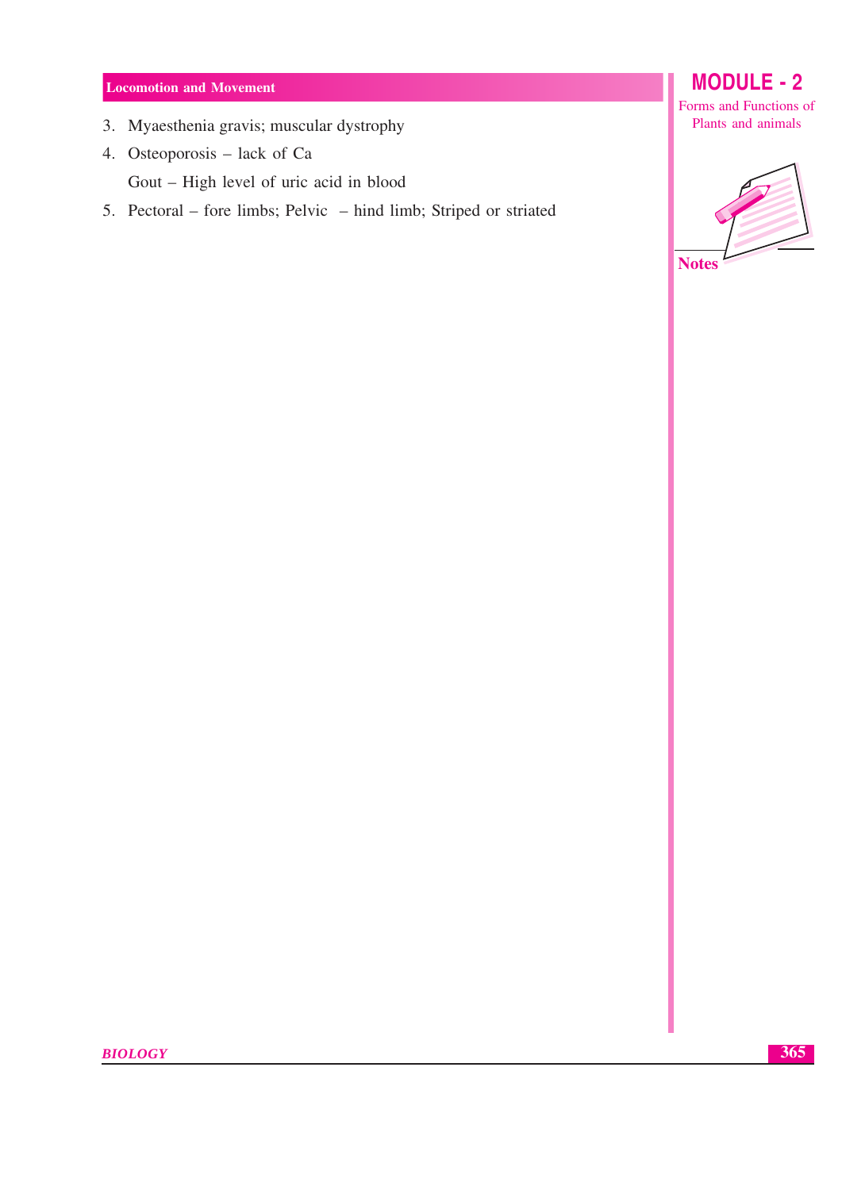3. Myaesthenia gravis; muscular dystrophy
4. Osteoporosis – lack of Ca

   Gout – High level of uric acid in blood
5. Pectoral – fore limbs; Pelvic – hind limb; Striped or striated